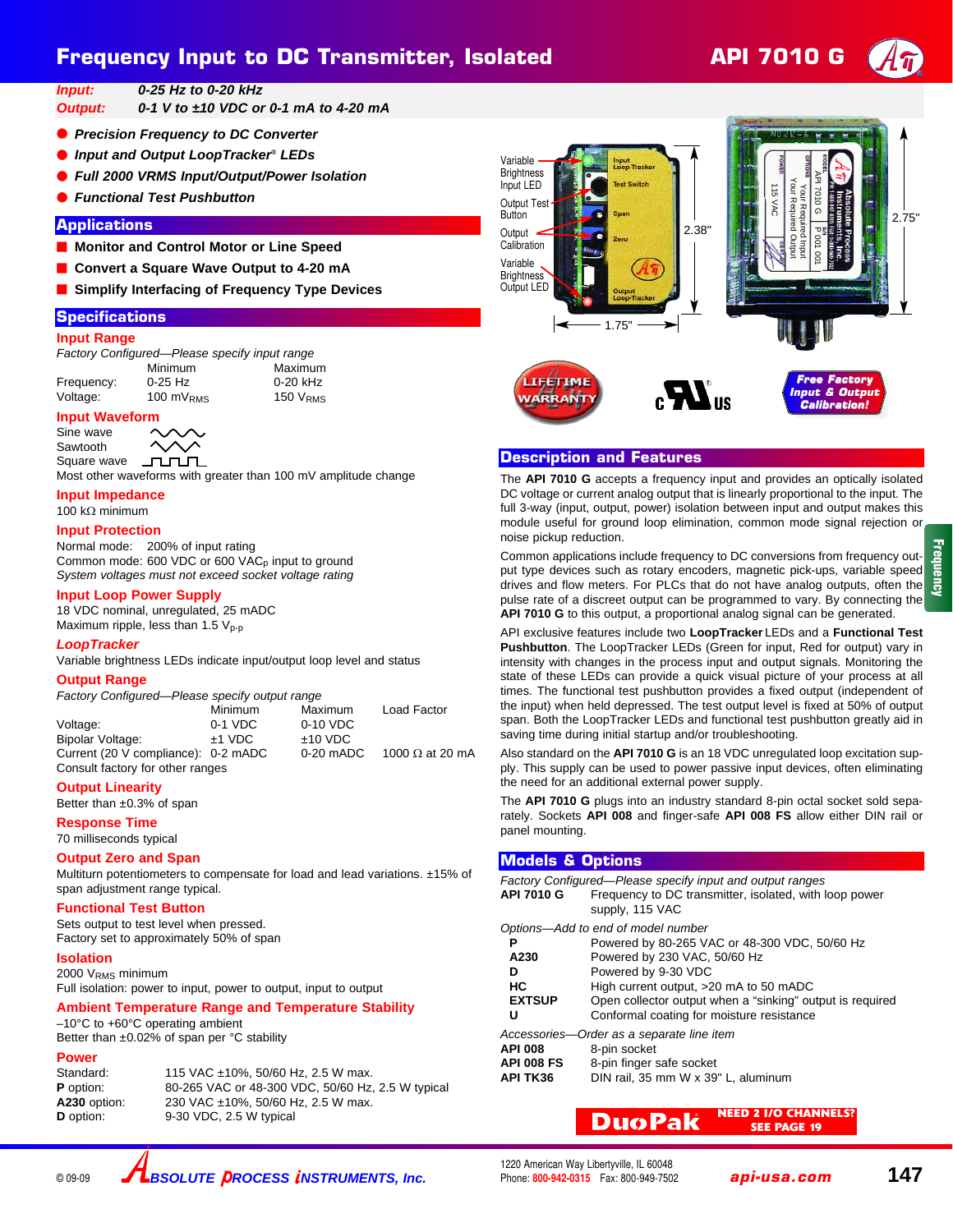# Frequency Input to DC Transmitter, Isolated

## API 7010 G

***Input:*** *0-25 Hz to 0-20 kHz*
***Output:*** *0-1 V to ±10 VDC or 0-1 mA to 4-20 mA*

- ***Precision Frequency to DC Converter***
- ***Input and Output LoopTracker® LEDs***
- ***Full 2000 VRMS Input/Output/Power Isolation***
- ***Functional Test Pushbutton***

## Applications

- **Monitor and Control Motor or Line Speed**
- **Convert a Square Wave Output to 4-20 mA**
- **Simplify Interfacing of Frequency Type Devices**

## Specifications

### Input Range

*Factory Configured—Please specify input range*

| | Minimum | Maximum |
|---|---|---|
| Frequency: | 0-25 Hz | 0-20 kHz |
| Voltage: | 100 $mV_{RMS}$ | 150 $V_{RMS}$ |

### Input Waveform

Sine wave
Sawtooth
Square wave
Most other waveforms with greater than 100 mV amplitude change

### Input Impedance

100 kΩ minimum

### Input Protection

Normal mode: 200% of input rating
Common mode: 600 VDC or 600 $VAC_P$ input to ground
*System voltages must not exceed socket voltage rating*

### Input Loop Power Supply

18 VDC nominal, unregulated, 25 mADC
Maximum ripple, less than 1.5 $V_{p\text{-}p}$

### *LoopTracker*

Variable brightness LEDs indicate input/output loop level and status

### Output Range

*Factory Configured—Please specify output range*

| | Minimum | Maximum | Load Factor |
|---|---|---|---|
| Voltage: | 0-1 VDC | 0-10 VDC | |
| Bipolar Voltage: | ±1 VDC | ±10 VDC | |
| Current (20 V compliance): | 0-2 mADC | 0-20 mADC | 1000 Ω at 20 mA |

Consult factory for other ranges

### Output Linearity

Better than ±0.3% of span

### Response Time

70 milliseconds typical

### Output Zero and Span

Multiturn potentiometers to compensate for load and lead variations. ±15% of span adjustment range typical.

### Functional Test Button

Sets output to test level when pressed.
Factory set to approximately 50% of span

### Isolation

2000 $V_{RMS}$ minimum
Full isolation: power to input, power to output, input to output

### Ambient Temperature Range and Temperature Stability

–10°C to +60°C operating ambient
Better than ±0.02% of span per °C stability

### Power

| | |
|---|---|
| Standard: | 115 VAC ±10%, 50/60 Hz, 2.5 W max. |
| **P** option: | 80-265 VAC or 48-300 VDC, 50/60 Hz, 2.5 W typical |
| **A230** option: | 230 VAC ±10%, 50/60 Hz, 2.5 W max. |
| **D** option: | 9-30 VDC, 2.5 W typical |

Variable Brightness Input LED · Output Test Button · Output Calibration · Variable Brightness Output LED · 2.38" · 1.75" · 2.75"

Lifetime Warranty · Free Factory Input & Output Calibration!

## Description and Features

The **API 7010 G** accepts a frequency input and provides an optically isolated DC voltage or current analog output that is linearly proportional to the input. The full 3-way (input, output, power) isolation between input and output makes this module useful for ground loop elimination, common mode signal rejection or noise pickup reduction.

Common applications include frequency to DC conversions from frequency output type devices such as rotary encoders, magnetic pick-ups, variable speed drives and flow meters. For PLCs that do not have analog outputs, often the pulse rate of a discreet output can be programmed to vary. By connecting the **API 7010 G** to this output, a proportional analog signal can be generated.

API exclusive features include two **LoopTracker** LEDs and a **Functional Test Pushbutton**. The LoopTracker LEDs (Green for input, Red for output) vary in intensity with changes in the process input and output signals. Monitoring the state of these LEDs can provide a quick visual picture of your process at all times. The functional test pushbutton provides a fixed output (independent of the input) when held depressed. The test output level is fixed at 50% of output span. Both the LoopTracker LEDs and functional test pushbutton greatly aid in saving time during initial startup and/or troubleshooting.

Also standard on the **API 7010 G** is an 18 VDC unregulated loop excitation supply. This supply can be used to power passive input devices, often eliminating the need for an additional external power supply.

The **API 7010 G** plugs into an industry standard 8-pin octal socket sold separately. Sockets **API 008** and finger-safe **API 008 FS** allow either DIN rail or panel mounting.

## Models & Options

*Factory Configured—Please specify input and output ranges*

| | |
|---|---|
| **API 7010 G** | Frequency to DC transmitter, isolated, with loop power supply, 115 VAC |

*Options—Add to end of model number*

| | |
|---|---|
| **P** | Powered by 80-265 VAC or 48-300 VDC, 50/60 Hz |
| **A230** | Powered by 230 VAC, 50/60 Hz |
| **D** | Powered by 9-30 VDC |
| **HC** | High current output, >20 mA to 50 mADC |
| **EXTSUP** | Open collector output when a "sinking" output is required |
| **U** | Conformal coating for moisture resistance |

*Accessories—Order as a separate line item*

| | |
|---|---|
| **API 008** | 8-pin socket |
| **API 008 FS** | 8-pin finger safe socket |
| **API TK36** | DIN rail, 35 mm W x 39" L, aluminum |

**DuoPak** — NEED 2 I/O CHANNELS? SEE PAGE 19

© 09-09 Absolute Process Instruments, Inc. · 1220 American Way Libertyville, IL 60048 · Phone: 800-942-0315 Fax: 800-949-7502 · api-usa.com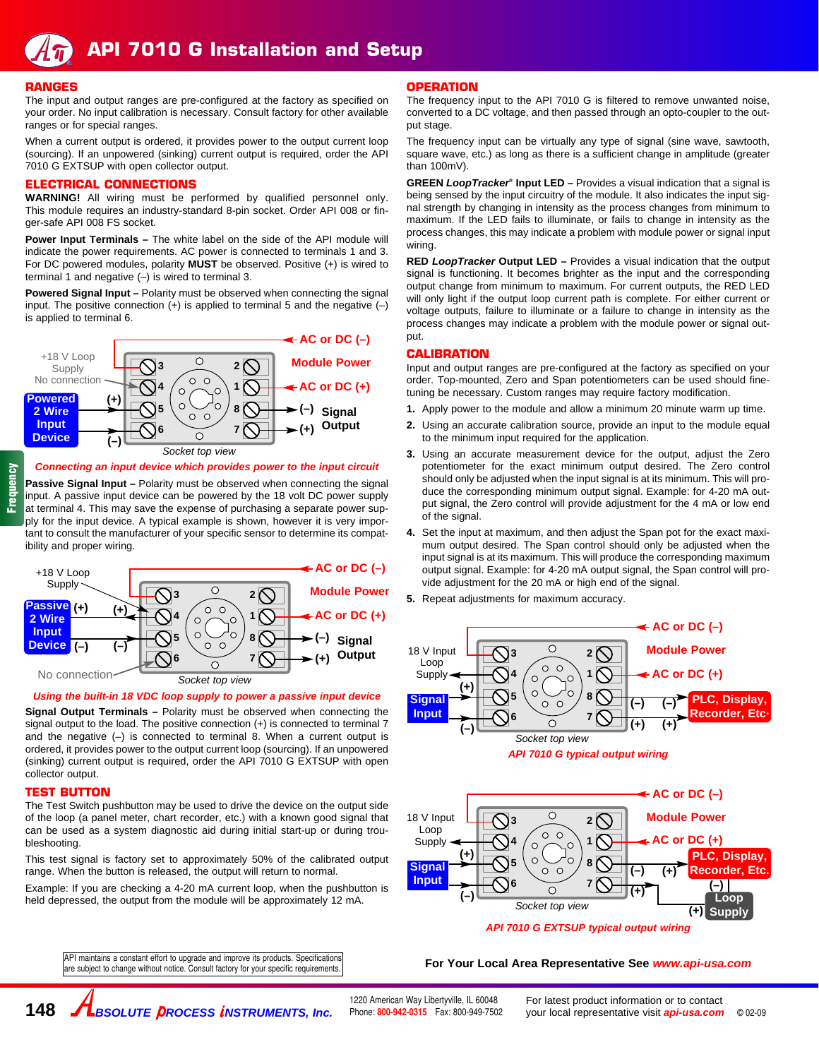# API 7010 G Installation and Setup

## RANGES

The input and output ranges are pre-configured at the factory as specified on your order. No input calibration is necessary. Consult factory for other available ranges or for special ranges.

When a current output is ordered, it provides power to the output current loop (sourcing). If an unpowered (sinking) current output is required, order the API 7010 G EXTSUP with open collector output.

## ELECTRICAL CONNECTIONS

**WARNING!** All wiring must be performed by qualified personnel only. This module requires an industry-standard 8-pin socket. Order API 008 or finger-safe API 008 FS socket.

**Power Input Terminals –** The white label on the side of the API module will indicate the power requirements. AC power is connected to terminals 1 and 3. For DC powered modules, polarity **MUST** be observed. Positive (+) is wired to terminal 1 and negative (–) is wired to terminal 3.

**Powered Signal Input –** Polarity must be observed when connecting the signal input. The positive connection (+) is applied to terminal 5 and the negative (–) is applied to terminal 6.

*Connecting an input device which provides power to the input circuit*

**Passive Signal Input –** Polarity must be observed when connecting the signal input. A passive input device can be powered by the 18 volt DC power supply at terminal 4. This may save the expense of purchasing a separate power supply for the input device. A typical example is shown, however it is very important to consult the manufacturer of your specific sensor to determine its compatibility and proper wiring.

*Using the built-in 18 VDC loop supply to power a passive input device*

**Signal Output Terminals –** Polarity must be observed when connecting the signal output to the load. The positive connection (+) is connected to terminal 7 and the negative (–) is connected to terminal 8. When a current output is ordered, it provides power to the output current loop (sourcing). If an unpowered (sinking) current output is required, order the API 7010 G EXTSUP with open collector output.

## TEST BUTTON

The Test Switch pushbutton may be used to drive the device on the output side of the loop (a panel meter, chart recorder, etc.) with a known good signal that can be used as a system diagnostic aid during initial start-up or during troubleshooting.

This test signal is factory set to approximately 50% of the calibrated output range. When the button is released, the output will return to normal.

Example: If you are checking a 4-20 mA current loop, when the pushbutton is held depressed, the output from the module will be approximately 12 mA.

## OPERATION

The frequency input to the API 7010 G is filtered to remove unwanted noise, converted to a DC voltage, and then passed through an opto-coupler to the output stage.

The frequency input can be virtually any type of signal (sine wave, sawtooth, square wave, etc.) as long as there is a sufficient change in amplitude (greater than 100mV).

**GREEN *LoopTracker*® Input LED –** Provides a visual indication that a signal is being sensed by the input circuitry of the module. It also indicates the input signal strength by changing in intensity as the process changes from minimum to maximum. If the LED fails to illuminate, or fails to change in intensity as the process changes, this may indicate a problem with module power or signal input wiring.

**RED *LoopTracker* Output LED –** Provides a visual indication that the output signal is functioning. It becomes brighter as the input and the corresponding output change from minimum to maximum. For current outputs, the RED LED will only light if the output loop current path is complete. For either current or voltage outputs, failure to illuminate or a failure to change in intensity as the process changes may indicate a problem with the module power or signal output.

## CALIBRATION

Input and output ranges are pre-configured at the factory as specified on your order. Top-mounted, Zero and Span potentiometers can be used should fine-tuning be necessary. Custom ranges may require factory modification.

1. Apply power to the module and allow a minimum 20 minute warm up time.
2. Using an accurate calibration source, provide an input to the module equal to the minimum input required for the application.
3. Using an accurate measurement device for the output, adjust the Zero potentiometer for the exact minimum output desired. The Zero control should only be adjusted when the input signal is at its minimum. This will produce the corresponding minimum output signal. Example: for 4-20 mA output signal, the Zero control will provide adjustment for the 4 mA or low end of the signal.
4. Set the input at maximum, and then adjust the Span pot for the exact maximum output desired. The Span control should only be adjusted when the input signal is at its maximum. This will produce the corresponding maximum output signal. Example: for 4-20 mA output signal, the Span control will provide adjustment for the 20 mA or high end of the signal.
5. Repeat adjustments for maximum accuracy.

*API 7010 G typical output wiring*

*API 7010 G EXTSUP typical output wiring*

API maintains a constant effort to upgrade and improve its products. Specifications are subject to change without notice. Consult factory for your specific requirements.

For Your Local Area Representative See *www.api-usa.com*

ABSOLUTE PROCESS INSTRUMENTS, Inc. 1220 American Way Libertyville, IL 60048 Phone: 800-942-0315 Fax: 800-949-7502

For latest product information or to contact your local representative visit *api-usa.com* © 02-09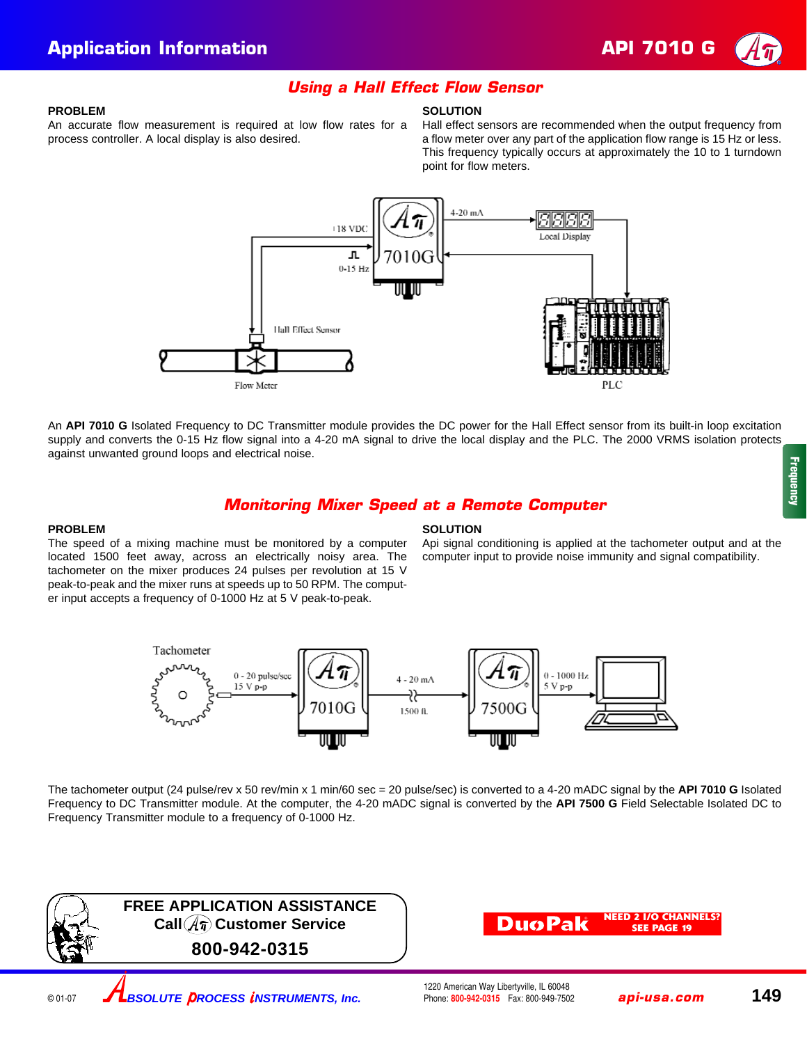## Using a Hall Effect Flow Sensor

**PROBLEM**

An accurate flow measurement is required at low flow rates for a process controller. A local display is also desired.

**SOLUTION**

Hall effect sensors are recommended when the output frequency from a flow meter over any part of the application flow range is 15 Hz or less. This frequency typically occurs at approximately the 10 to 1 turndown point for flow meters.

An **API 7010 G** Isolated Frequency to DC Transmitter module provides the DC power for the Hall Effect sensor from its built-in loop excitation supply and converts the 0-15 Hz flow signal into a 4-20 mA signal to drive the local display and the PLC. The 2000 VRMS isolation protects against unwanted ground loops and electrical noise.

## Monitoring Mixer Speed at a Remote Computer

**PROBLEM**

The speed of a mixing machine must be monitored by a computer located 1500 feet away, across an electrically noisy area. The tachometer on the mixer produces 24 pulses per revolution at 15 V peak-to-peak and the mixer runs at speeds up to 50 RPM. The computer input accepts a frequency of 0-1000 Hz at 5 V peak-to-peak.

**SOLUTION**

Api signal conditioning is applied at the tachometer output and at the computer input to provide noise immunity and signal compatibility.

The tachometer output (24 pulse/rev x 50 rev/min x 1 min/60 sec = 20 pulse/sec) is converted to a 4-20 mADC signal by the **API 7010 G** Isolated Frequency to DC Transmitter module. At the computer, the 4-20 mADC signal is converted by the **API 7500 G** Field Selectable Isolated DC to Frequency Transmitter module to a frequency of 0-1000 Hz.

**FREE APPLICATION ASSISTANCE**
**Call Api Customer Service**
**800-942-0315**

**DuoPak** NEED 2 I/O CHANNELS? SEE PAGE 19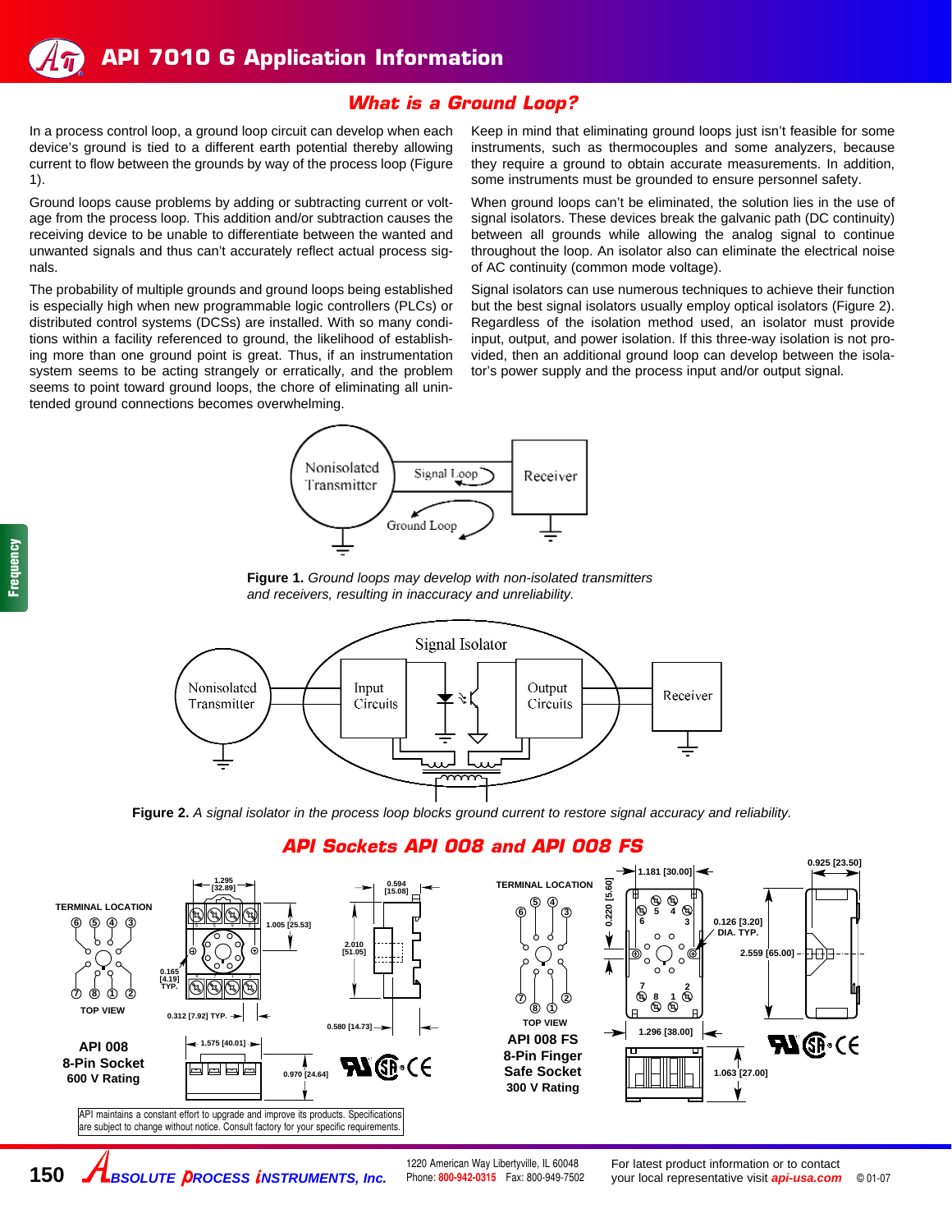# API 7010 G Application Information

## What is a Ground Loop?

In a process control loop, a ground loop circuit can develop when each device's ground is tied to a different earth potential thereby allowing current to flow between the grounds by way of the process loop (Figure 1).

Ground loops cause problems by adding or subtracting current or voltage from the process loop. This addition and/or subtraction causes the receiving device to be unable to differentiate between the wanted and unwanted signals and thus can't accurately reflect actual process signals.

The probability of multiple grounds and ground loops being established is especially high when new programmable logic controllers (PLCs) or distributed control systems (DCSs) are installed. With so many conditions within a facility referenced to ground, the likelihood of establishing more than one ground point is great. Thus, if an instrumentation system seems to be acting strangely or erratically, and the problem seems to point toward ground loops, the chore of eliminating all unintended ground connections becomes overwhelming.

Keep in mind that eliminating ground loops just isn't feasible for some instruments, such as thermocouples and some analyzers, because they require a ground to obtain accurate measurements. In addition, some instruments must be grounded to ensure personnel safety.

When ground loops can't be eliminated, the solution lies in the use of signal isolators. These devices break the galvanic path (DC continuity) between all grounds while allowing the analog signal to continue throughout the loop. An isolator also can eliminate the electrical noise of AC continuity (common mode voltage).

Signal isolators can use numerous techniques to achieve their function but the best signal isolators usually employ optical isolators (Figure 2). Regardless of the isolation method used, an isolator must provide input, output, and power isolation. If this three-way isolation is not provided, then an additional ground loop can develop between the isolator's power supply and the process input and/or output signal.

Nonisolated Transmitter
Signal Loop
Receiver
Ground Loop

**Figure 1.** *Ground loops may develop with non-isolated transmitters and receivers, resulting in inaccuracy and unreliability.*

Signal Isolator
Nonisolated Transmitter
Input Circuits
Output Circuits
Receiver

**Figure 2.** *A signal isolator in the process loop blocks ground current to restore signal accuracy and reliability.*

## API Sockets API 008 and API 008 FS

TERMINAL LOCATION
TOP VIEW
1.295 [32.89]
1.005 [25.53]
0.165 [4.19] TYP.
0.312 [7.92] TYP.
1.575 [40.01]
0.970 [24.64]
0.594 [15.08]
2.010 [51.05]
0.580 [14.73]

**API 008**
**8-Pin Socket**
**600 V Rating**

TERMINAL LOCATION
TOP VIEW
1.181 [30.00]
0.220 [5.60]
0.126 [3.20] DIA. TYP.
2.559 [65.00]
0.925 [23.50]
1.296 [38.00]
1.063 [27.00]

**API 008 FS**
**8-Pin Finger Safe Socket**
**300 V Rating**

API maintains a constant effort to upgrade and improve its products. Specifications are subject to change without notice. Consult factory for your specific requirements.

ABSOLUTE PROCESS INSTRUMENTS, Inc.
1220 American Way Libertyville, IL 60048
Phone: 800-942-0315 Fax: 800-949-7502
For latest product information or to contact your local representative visit api-usa.com
© 01-07